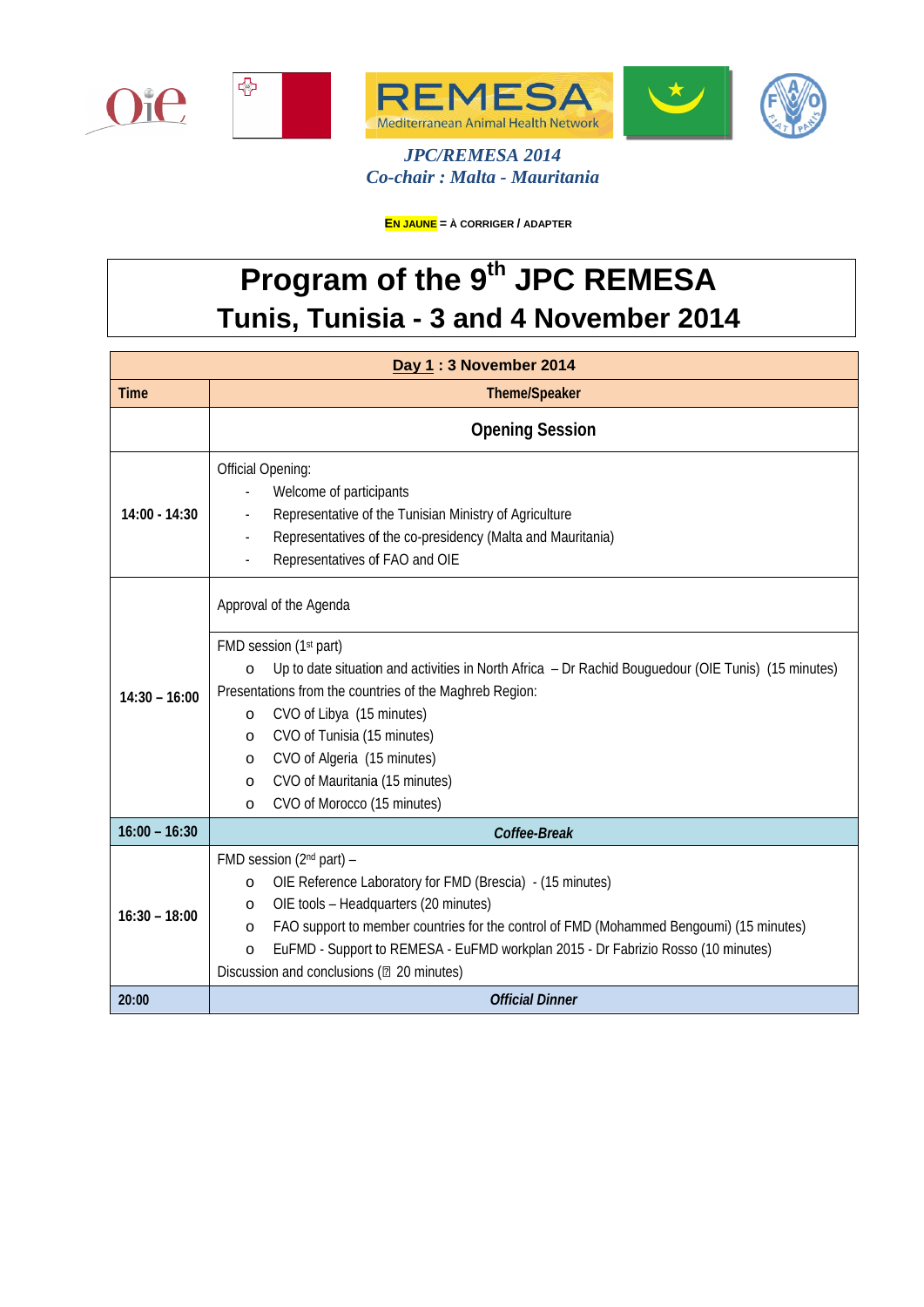*JPC/REMESA 2014*
*Co-chair : Malta - Mauritania*

**EN JAUNE = À CORRIGER / ADAPTER**

# Program of the 9th JPC REMESA
# Tunis, Tunisia - 3 and 4 November 2014

| **Day 1 : 3 November 2014** | |
|---|---|
| **Time** | **Theme/Speaker** |
| | **Opening Session** |
| **14:00 - 14:30** | Official Opening:<br>- Welcome of participants<br>- Representative of the Tunisian Ministry of Agriculture<br>- Representatives of the co-presidency (Malta and Mauritania)<br>- Representatives of FAO and OIE |
| **14:30 – 16:00** | Approval of the Agenda<br><br>FMD session (1st part)<br>o Up to date situation and activities in North Africa – Dr Rachid Bouguedour (OIE Tunis) (15 minutes)<br>Presentations from the countries of the Maghreb Region:<br>o CVO of Libya (15 minutes)<br>o CVO of Tunisia (15 minutes)<br>o CVO of Algeria (15 minutes)<br>o CVO of Mauritania (15 minutes)<br>o CVO of Morocco (15 minutes) |
| **16:00 – 16:30** | ***Coffee-Break*** |
| **16:30 – 18:00** | FMD session (2nd part) –<br>o OIE Reference Laboratory for FMD (Brescia) - (15 minutes)<br>o OIE tools – Headquarters (20 minutes)<br>o FAO support to member countries for the control of FMD (Mohammed Bengoumi) (15 minutes)<br>o EuFMD - Support to REMESA - EuFMD workplan 2015 - Dr Fabrizio Rosso (10 minutes)<br>Discussion and conclusions (20 minutes) |
| **20:00** | ***Official Dinner*** |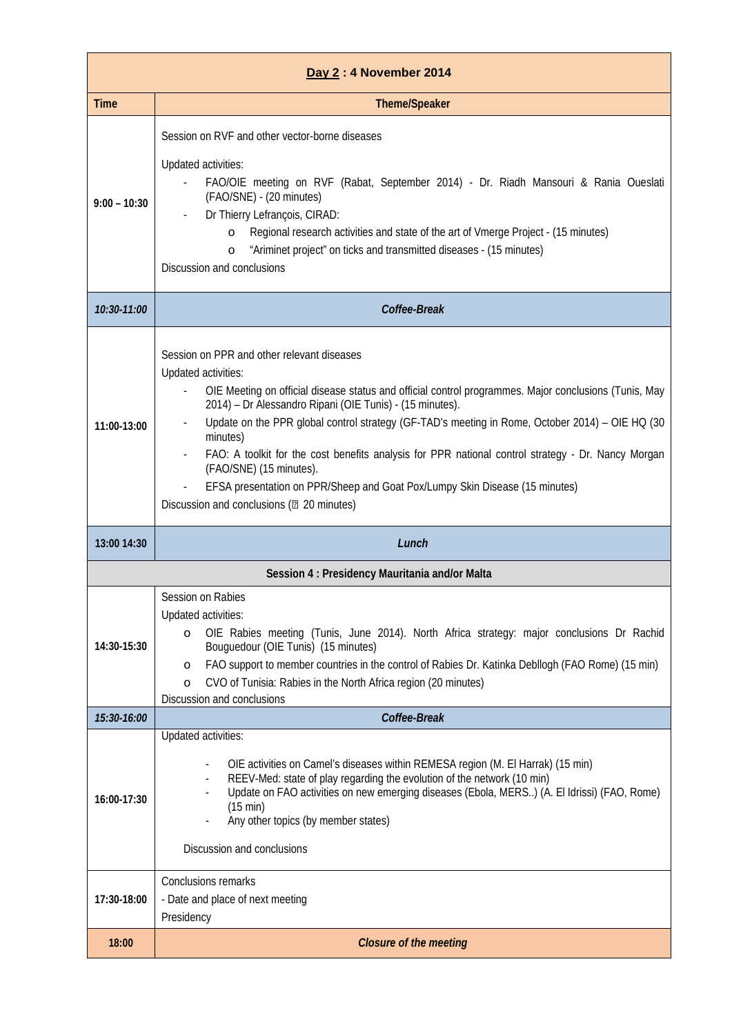| **Day 2 : 4 November 2014** | |
|---|---|
| **Time** | **Theme/Speaker** |
| **9:00 – 10:30** | Session on RVF and other vector-borne diseases<br><br>Updated activities:<br>- FAO/OIE meeting on RVF (Rabat, September 2014) - Dr. Riadh Mansouri & Rania Oueslati (FAO/SNE) - (20 minutes)<br>- Dr Thierry Lefrançois, CIRAD:<br>  o Regional research activities and state of the art of Vmerge Project - (15 minutes)<br>  o "Ariminet project" on ticks and transmitted diseases - (15 minutes)<br><br>Discussion and conclusions |
| ***10:30-11:00*** | ***Coffee-Break*** |
| **11:00-13:00** | Session on PPR and other relevant diseases<br>Updated activities:<br>- OIE Meeting on official disease status and official control programmes. Major conclusions (Tunis, May 2014) – Dr Alessandro Ripani (OIE Tunis) - (15 minutes).<br>- Update on the PPR global control strategy (GF-TAD's meeting in Rome, October 2014) – OIE HQ (30 minutes)<br>- FAO: A toolkit for the cost benefits analysis for PPR national control strategy - Dr. Nancy Morgan (FAO/SNE) (15 minutes).<br>- EFSA presentation on PPR/Sheep and Goat Pox/Lumpy Skin Disease (15 minutes)<br><br>Discussion and conclusions (⍰ 20 minutes) |
| **13:00 14:30** | ***Lunch*** |
| **Session 4 : Presidency Mauritania and/or Malta** | |
| **14:30-15:30** | Session on Rabies<br>Updated activities:<br>o OIE Rabies meeting (Tunis, June 2014). North Africa strategy: major conclusions Dr Rachid Bouguedour (OIE Tunis) (15 minutes)<br>o FAO support to member countries in the control of Rabies Dr. Katinka Debllogh (FAO Rome) (15 min)<br>o CVO of Tunisia: Rabies in the North Africa region (20 minutes)<br><br>Discussion and conclusions |
| ***15:30-16:00*** | ***Coffee-Break*** |
| **16:00-17:30** | Updated activities:<br><br>- OIE activities on Camel's diseases within REMESA region (M. El Harrak) (15 min)<br>- REEV-Med: state of play regarding the evolution of the network (10 min)<br>- Update on FAO activities on new emerging diseases (Ebola, MERS..) (A. El Idrissi) (FAO, Rome) (15 min)<br>- Any other topics (by member states)<br><br>Discussion and conclusions |
| **17:30-18:00** | Conclusions remarks<br>- Date and place of next meeting<br>Presidency |
| **18:00** | ***Closure of the meeting*** |